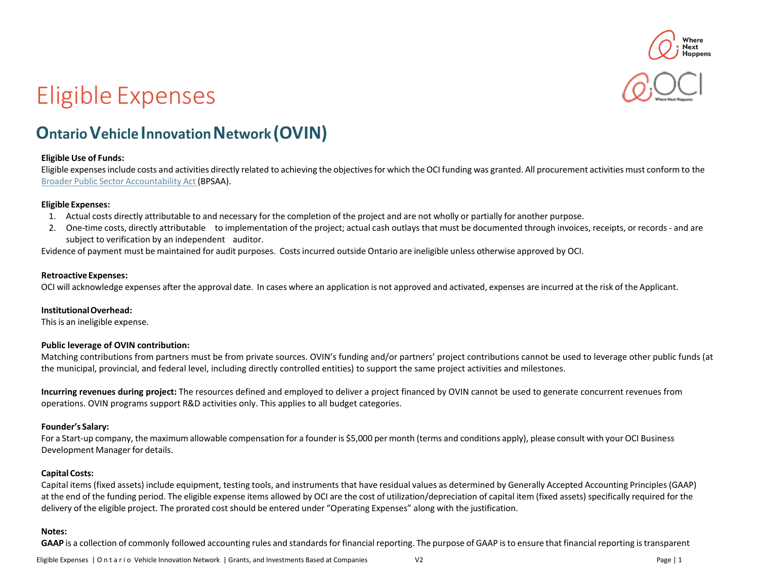# Eligible Expenses

## Ontario Vehicle Innovation Network (OVIN)

**Eligible Use of Funds:**
Eligible expenses include costs and activities directly related to achieving the objectives for which the OCI funding was granted. All procurement activities must conform to the Broader Public Sector Accountability Act (BPSAA).

**Eligible Expenses:**

1. Actual costs directly attributable to and necessary for the completion of the project and are not wholly or partially for another purpose.
2. One-time costs, directly attributable to implementation of the project; actual cash outlays that must be documented through invoices, receipts, or records - and are subject to verification by an independent auditor.

Evidence of payment must be maintained for audit purposes. Costs incurred outside Ontario are ineligible unless otherwise approved by OCI.

**Retroactive Expenses:**
OCI will acknowledge expenses after the approval date. In cases where an application is not approved and activated, expenses are incurred at the risk of the Applicant.

**Institutional Overhead:**
This is an ineligible expense.

**Public leverage of OVIN contribution:**
Matching contributions from partners must be from private sources. OVIN's funding and/or partners' project contributions cannot be used to leverage other public funds (at the municipal, provincial, and federal level, including directly controlled entities) to support the same project activities and milestones.

**Incurring revenues during project:** The resources defined and employed to deliver a project financed by OVIN cannot be used to generate concurrent revenues from operations. OVIN programs support R&D activities only. This applies to all budget categories.

**Founder's Salary:**
For a Start-up company, the maximum allowable compensation for a founder is $5,000 per month (terms and conditions apply), please consult with your OCI Business Development Manager for details.

**Capital Costs:**
Capital items (fixed assets) include equipment, testing tools, and instruments that have residual values as determined by Generally Accepted Accounting Principles (GAAP) at the end of the funding period. The eligible expense items allowed by OCI are the cost of utilization/depreciation of capital item (fixed assets) specifically required for the delivery of the eligible project. The prorated cost should be entered under "Operating Expenses" along with the justification.

**Notes:**
**GAAP** is a collection of commonly followed accounting rules and standards for financial reporting. The purpose of GAAP is to ensure that financial reporting is transparent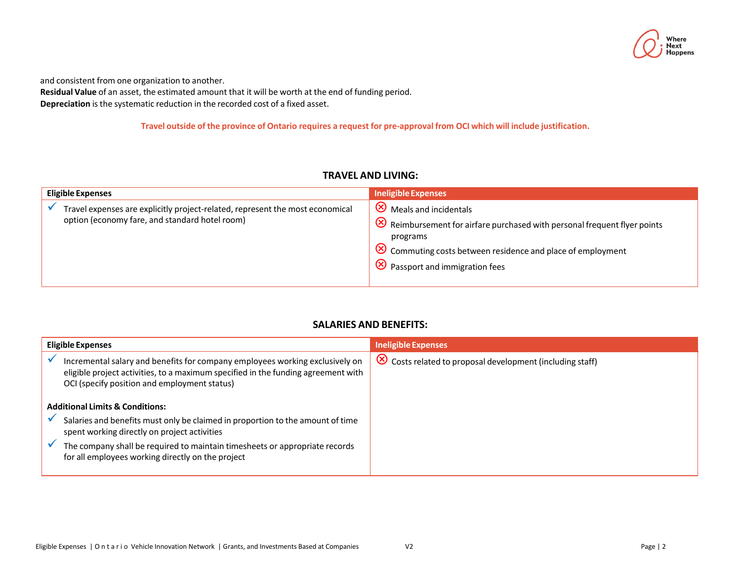and consistent from one organization to another.
**Residual Value** of an asset, the estimated amount that it will be worth at the end of funding period.
**Depreciation** is the systematic reduction in the recorded cost of a fixed asset.

**Travel outside of the province of Ontario requires a request for pre-approval from OCI which will include justification.**

## TRAVEL AND LIVING:

| Eligible Expenses | Ineligible Expenses |
|---|---|
| ✓ Travel expenses are explicitly project-related, represent the most economical option (economy fare, and standard hotel room) | ⊗ Meals and incidentals<br>⊗ Reimbursement for airfare purchased with personal frequent flyer points programs<br>⊗ Commuting costs between residence and place of employment<br>⊗ Passport and immigration fees |

## SALARIES AND BENEFITS:

| Eligible Expenses | Ineligible Expenses |
|---|---|
| ✓ Incremental salary and benefits for company employees working exclusively on eligible project activities, to a maximum specified in the funding agreement with OCI (specify position and employment status)<br><br>**Additional Limits & Conditions:**<br>✓ Salaries and benefits must only be claimed in proportion to the amount of time spent working directly on project activities<br>✓ The company shall be required to maintain timesheets or appropriate records for all employees working directly on the project | ⊗ Costs related to proposal development (including staff) |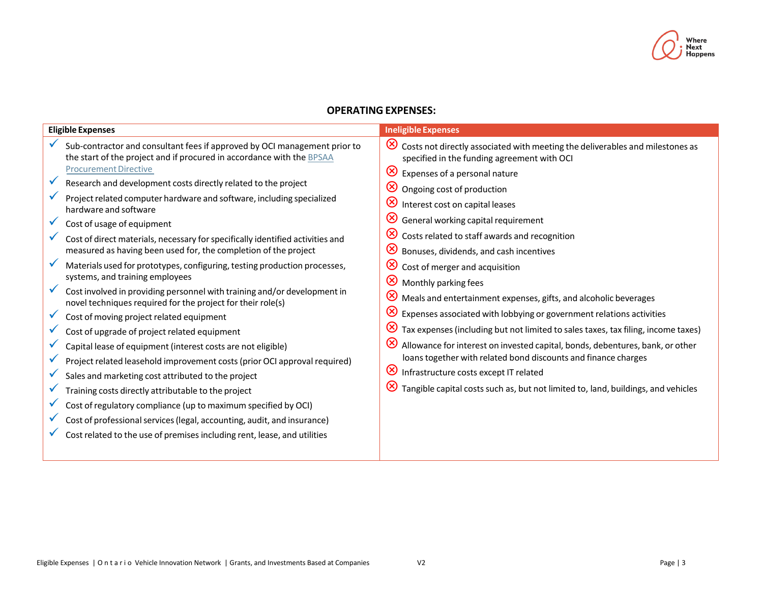## OPERATING EXPENSES:

| Eligible Expenses | Ineligible Expenses |
|---|---|
| Sub-contractor and consultant fees if approved by OCI management prior to the start of the project and if procured in accordance with the BPSAA Procurement Directive | Costs not directly associated with meeting the deliverables and milestones as specified in the funding agreement with OCI |
| Research and development costs directly related to the project | Expenses of a personal nature |
| Project related computer hardware and software, including specialized hardware and software | Ongoing cost of production |
| Cost of usage of equipment | Interest cost on capital leases |
| Cost of direct materials, necessary for specifically identified activities and measured as having been used for, the completion of the project | General working capital requirement |
| Materials used for prototypes, configuring, testing production processes, systems, and training employees | Costs related to staff awards and recognition |
| Cost involved in providing personnel with training and/or development in novel techniques required for the project for their role(s) | Bonuses, dividends, and cash incentives |
| Cost of moving project related equipment | Cost of merger and acquisition |
| Cost of upgrade of project related equipment | Monthly parking fees |
| Capital lease of equipment (interest costs are not eligible) | Meals and entertainment expenses, gifts, and alcoholic beverages |
| Project related leasehold improvement costs (prior OCI approval required) | Expenses associated with lobbying or government relations activities |
| Sales and marketing cost attributed to the project | Tax expenses (including but not limited to sales taxes, tax filing, income taxes) |
| Training costs directly attributable to the project | Allowance for interest on invested capital, bonds, debentures, bank, or other loans together with related bond discounts and finance charges |
| Cost of regulatory compliance (up to maximum specified by OCI) | Infrastructure costs except IT related |
| Cost of professional services (legal, accounting, audit, and insurance) | Tangible capital costs such as, but not limited to, land, buildings, and vehicles |
| Cost related to the use of premises including rent, lease, and utilities | |